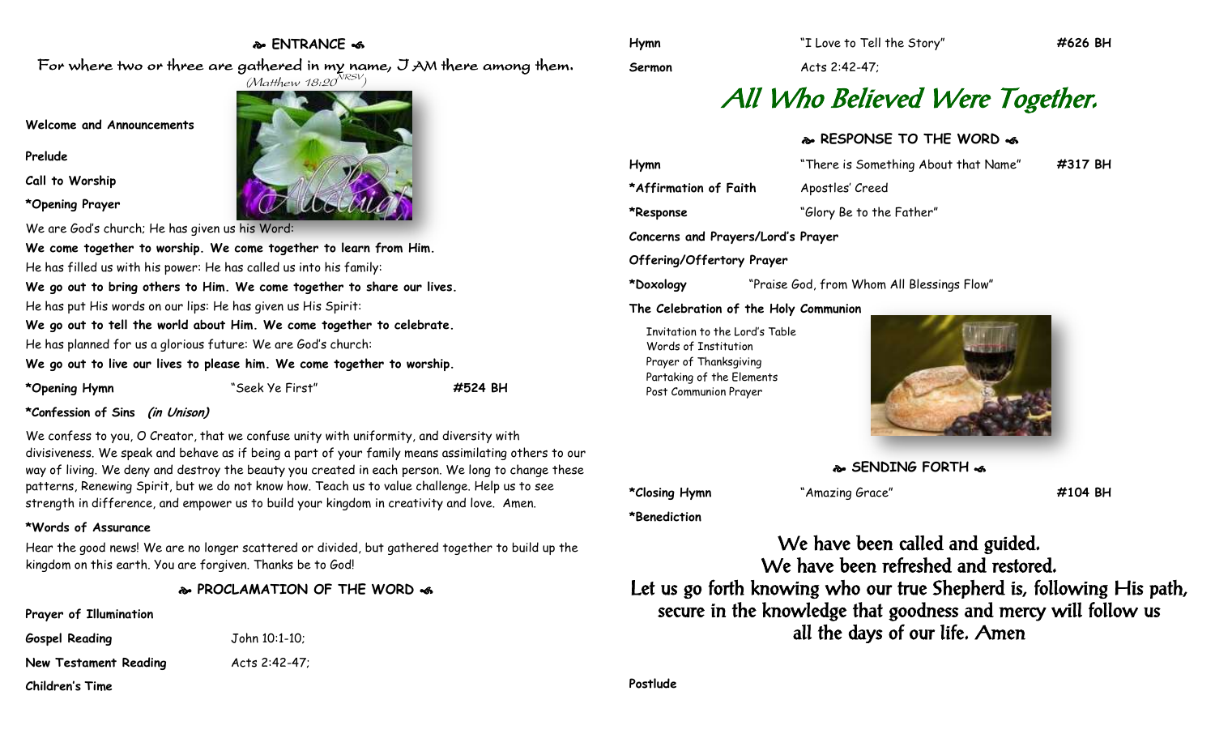## ENTRANCE

For where two or three are gathered in my name, I AM there among them. *(Matthew 18:20 NRSV)*

**Welcome and Announcements**

**Prelude**

**Call to Worship**

**\*Opening Prayer**

We are God's church; He has given us his Word:

**We come together to worship. We come together to learn from Him.**

He has filled us with his power: He has called us into his family:

**We go out to bring others to Him. We come together to share our lives.**

He has put His words on our lips: He has given us His Spirit:

**We go out to tell the world about Him. We come together to celebrate.**

He has planned for us a glorious future: We are God's church:

**We go out to live our lives to please him. We come together to worship.**

**\*Opening Hymn** "Seek Ye First" **#524 BH**

**\*Confession of Sins** ***(in Unison)***

We confess to you, O Creator, that we confuse unity with uniformity, and diversity with divisiveness. We speak and behave as if being a part of your family means assimilating others to our way of living. We deny and destroy the beauty you created in each person. We long to change these patterns, Renewing Spirit, but we do not know how. Teach us to value challenge. Help us to see strength in difference, and empower us to build your kingdom in creativity and love. Amen.

**\*Words of Assurance**

Hear the good news! We are no longer scattered or divided, but gathered together to build up the kingdom on this earth. You are forgiven. Thanks be to God!

## PROCLAMATION OF THE WORD

**Prayer of Illumination**

**Gospel Reading** John 10:1-10;

**New Testament Reading** Acts 2:42-47;

**Children's Time**

**Hymn** "I Love to Tell the Story" **#626 BH**

**Sermon** Acts 2:42-47;

# *All Who Believed Were Together.*

## RESPONSE TO THE WORD

**Hymn** "There is Something About that Name" **#317 BH**

**\*Affirmation of Faith** Apostles' Creed

**\*Response** "Glory Be to the Father"

**Concerns and Prayers/Lord's Prayer**

**Offering/Offertory Prayer**

**\*Doxology** "Praise God, from Whom All Blessings Flow"

**The Celebration of the Holy Communion**

Invitation to the Lord's Table
Words of Institution
Prayer of Thanksgiving
Partaking of the Elements
Post Communion Prayer

## SENDING FORTH

**\*Closing Hymn** "Amazing Grace" **#104 BH**

**\*Benediction**

We have been called and guided.
We have been refreshed and restored.
Let us go forth knowing who our true Shepherd is, following His path, secure in the knowledge that goodness and mercy will follow us all the days of our life. Amen

**Postlude**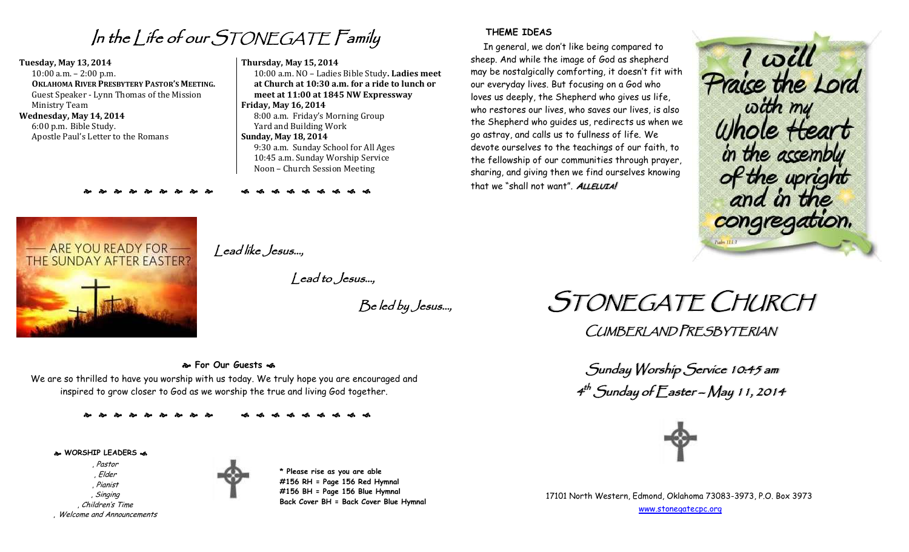# In the Life of our STONEGATE Family

**Tuesday, May 13, 2014**
10:00 a.m. – 2:00 p.m.
**OKLAHOMA RIVER PRESBYTERY PASTOR'S MEETING.**
Guest Speaker - Lynn Thomas of the Mission Ministry Team

**Wednesday, May 14, 2014**
6:00 p.m. Bible Study.
Apostle Paul's Letter to the Romans

**Thursday, May 15, 2014**
10:00 a.m. NO – Ladies Bible Study**. Ladies meet at Church at 10:30 a.m. for a ride to lunch or meet at 11:00 at 1845 NW Expressway**

**Friday, May 16, 2014**
8:00 a.m. Friday's Morning Group
Yard and Building Work

**Sunday, May 18, 2014**
9:30 a.m. Sunday School for All Ages
10:45 a.m. Sunday Worship Service
Noon – Church Session Meeting

ARE YOU READY FOR THE SUNDAY AFTER EASTER?

*Lead like Jesus...,*

*Lead to Jesus...,*

*Be led by Jesus...,*

**For Our Guests**

We are so thrilled to have you worship with us today. We truly hope you are encouraged and inspired to grow closer to God as we worship the true and living God together.

**WORSHIP LEADERS**

*, Pastor*
*, Elder*
*, Pianist*
*, Singing*
*, Children's Time*
*, Welcome and Announcements*

**\* Please rise as you are able**
**#156 RH = Page 156 Red Hymnal**
**#156 BH = Page 156 Blue Hymnal**
**Back Cover BH = Back Cover Blue Hymnal**

**THEME IDEAS**

In general, we don't like being compared to sheep. And while the image of God as shepherd may be nostalgically comforting, it doesn't fit with our everyday lives. But focusing on a God who loves us deeply, the Shepherd who gives us life, who restores our lives, who saves our lives, is also the Shepherd who guides us, redirects us when we go astray, and calls us to fullness of life. We devote ourselves to the teachings of our faith, to the fellowship of our communities through prayer, sharing, and giving then we find ourselves knowing that we "shall not want". ***ALLELUIA!***

I will Praise the Lord with my Whole Heart in the assembly of the upright and in the congregation.
Psalm 111:1

# STONEGATE CHURCH

## CUMBERLAND PRESBYTERIAN

*Sunday Worship Service 10:45 am*

*4th Sunday of Easter – May 11, 2014*

17101 North Western, Edmond, Oklahoma 73083-3973, P.O. Box 3973
www.stonegatecpc.org